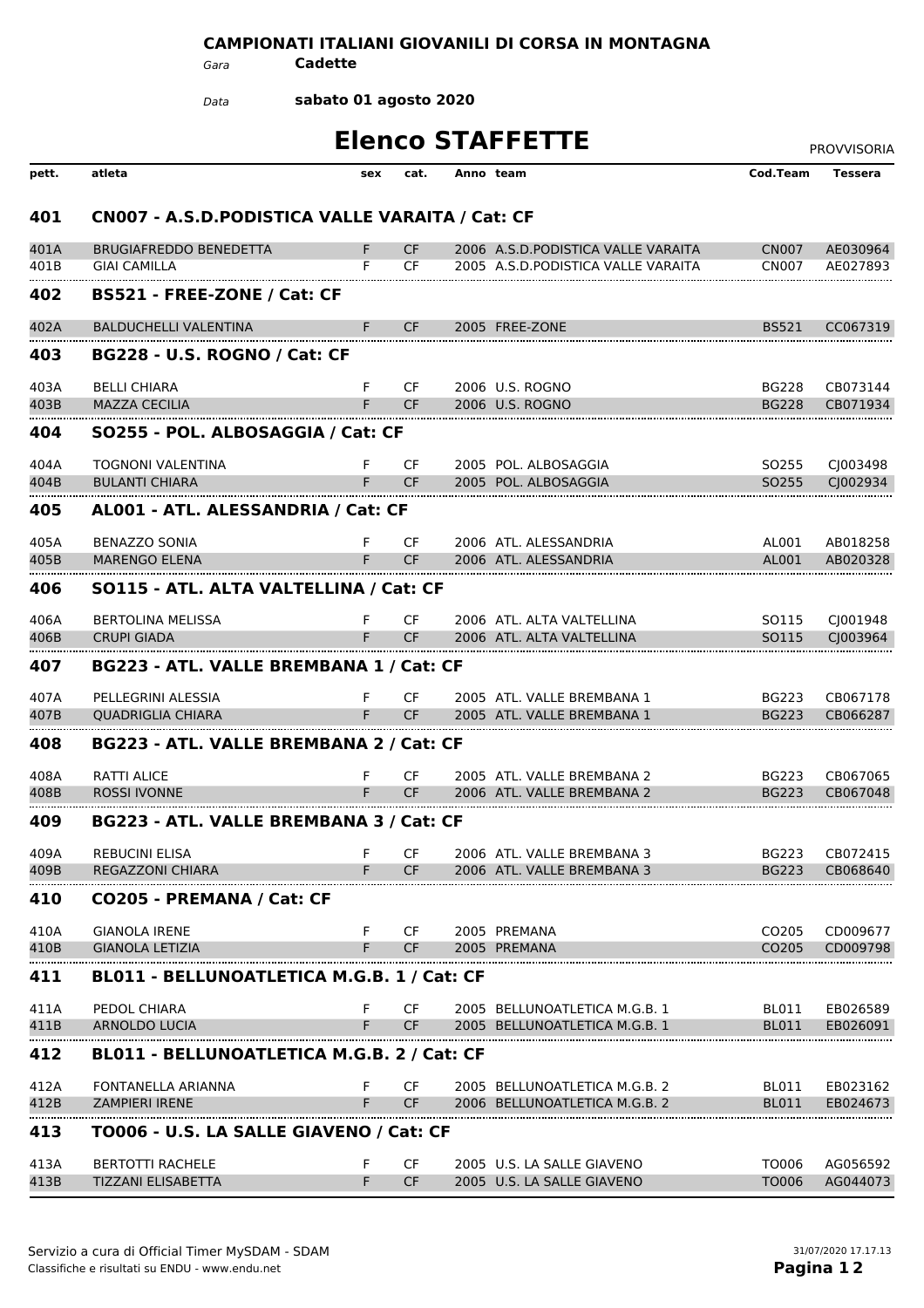**CAMPIONATI ITALIANI GIOVANILI DI CORSA IN MONTAGNA**

*Gara* **Cadette**

*Data* **sabato 01 agosto 2020**

# Elenco STAFFETTE

PROVVISORIA

| pett. | atleta | sex | cat. | Anno | team | Cod.Team | Tessera |
|---|---|---|---|---|---|---|---|
| **401** | **CN007 - A.S.D.PODISTICA VALLE VARAITA / Cat: CF** | | | | | | |
| 401A | BRUGIAFREDDO BENEDETTA | F | CF | 2006 | A.S.D.PODISTICA VALLE VARAITA | CN007 | AE030964 |
| 401B | GIAI CAMILLA | F | CF | 2005 | A.S.D.PODISTICA VALLE VARAITA | CN007 | AE027893 |
| **402** | **BS521 - FREE-ZONE / Cat: CF** | | | | | | |
| 402A | BALDUCHELLI VALENTINA | F | CF | 2005 | FREE-ZONE | BS521 | CC067319 |
| **403** | **BG228 - U.S. ROGNO / Cat: CF** | | | | | | |
| 403A | BELLI CHIARA | F | CF | 2006 | U.S. ROGNO | BG228 | CB073144 |
| 403B | MAZZA CECILIA | F | CF | 2006 | U.S. ROGNO | BG228 | CB071934 |
| **404** | **SO255 - POL. ALBOSAGGIA / Cat: CF** | | | | | | |
| 404A | TOGNONI VALENTINA | F | CF | 2005 | POL. ALBOSAGGIA | SO255 | CJ003498 |
| 404B | BULANTI CHIARA | F | CF | 2005 | POL. ALBOSAGGIA | SO255 | CJ002934 |
| **405** | **AL001 - ATL. ALESSANDRIA / Cat: CF** | | | | | | |
| 405A | BENAZZO SONIA | F | CF | 2006 | ATL. ALESSANDRIA | AL001 | AB018258 |
| 405B | MARENGO ELENA | F | CF | 2006 | ATL. ALESSANDRIA | AL001 | AB020328 |
| **406** | **SO115 - ATL. ALTA VALTELLINA / Cat: CF** | | | | | | |
| 406A | BERTOLINA MELISSA | F | CF | 2006 | ATL. ALTA VALTELLINA | SO115 | CJ001948 |
| 406B | CRUPI GIADA | F | CF | 2006 | ATL. ALTA VALTELLINA | SO115 | CJ003964 |
| **407** | **BG223 - ATL. VALLE BREMBANA 1 / Cat: CF** | | | | | | |
| 407A | PELLEGRINI ALESSIA | F | CF | 2005 | ATL. VALLE BREMBANA 1 | BG223 | CB067178 |
| 407B | QUADRIGLIA CHIARA | F | CF | 2005 | ATL. VALLE BREMBANA 1 | BG223 | CB066287 |
| **408** | **BG223 - ATL. VALLE BREMBANA 2 / Cat: CF** | | | | | | |
| 408A | RATTI ALICE | F | CF | 2005 | ATL. VALLE BREMBANA 2 | BG223 | CB067065 |
| 408B | ROSSI IVONNE | F | CF | 2006 | ATL. VALLE BREMBANA 2 | BG223 | CB067048 |
| **409** | **BG223 - ATL. VALLE BREMBANA 3 / Cat: CF** | | | | | | |
| 409A | REBUCINI ELISA | F | CF | 2006 | ATL. VALLE BREMBANA 3 | BG223 | CB072415 |
| 409B | REGAZZONI CHIARA | F | CF | 2006 | ATL. VALLE BREMBANA 3 | BG223 | CB068640 |
| **410** | **CO205 - PREMANA / Cat: CF** | | | | | | |
| 410A | GIANOLA IRENE | F | CF | 2005 | PREMANA | CO205 | CD009677 |
| 410B | GIANOLA LETIZIA | F | CF | 2005 | PREMANA | CO205 | CD009798 |
| **411** | **BL011 - BELLUNOATLETICA M.G.B. 1 / Cat: CF** | | | | | | |
| 411A | PEDOL CHIARA | F | CF | 2005 | BELLUNOATLETICA M.G.B. 1 | BL011 | EB026589 |
| 411B | ARNOLDO LUCIA | F | CF | 2005 | BELLUNOATLETICA M.G.B. 1 | BL011 | EB026091 |
| **412** | **BL011 - BELLUNOATLETICA M.G.B. 2 / Cat: CF** | | | | | | |
| 412A | FONTANELLA ARIANNA | F | CF | 2005 | BELLUNOATLETICA M.G.B. 2 | BL011 | EB023162 |
| 412B | ZAMPIERI IRENE | F | CF | 2006 | BELLUNOATLETICA M.G.B. 2 | BL011 | EB024673 |
| **413** | **TO006 - U.S. LA SALLE GIAVENO / Cat: CF** | | | | | | |
| 413A | BERTOTTI RACHELE | F | CF | 2005 | U.S. LA SALLE GIAVENO | TO006 | AG056592 |
| 413B | TIZZANI ELISABETTA | F | CF | 2005 | U.S. LA SALLE GIAVENO | TO006 | AG044073 |

Servizio a cura di Official Timer MySDAM - SDAM
Classifiche e risultati su ENDU - www.endu.net

31/07/2020 17.17.13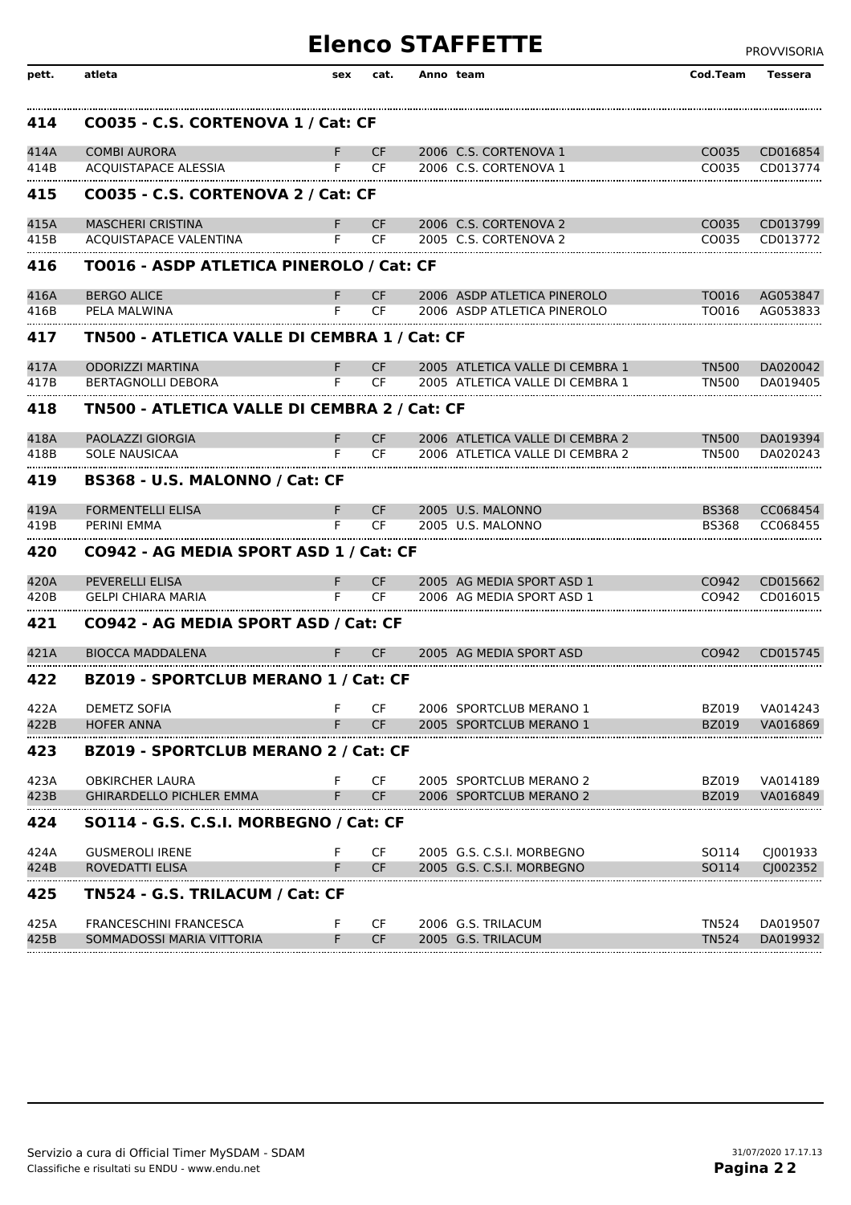# Elenco STAFFETTE

PROVVISORIA

| pett. | atleta | sex | cat. | Anno | team | Cod.Team | Tessera |
|---|---|---|---|---|---|---|---|
| **414** | **CO035 - C.S. CORTENOVA 1 / Cat: CF** | | | | | | |
| 414A | COMBI AURORA | F | CF | 2006 | C.S. CORTENOVA 1 | CO035 | CD016854 |
| 414B | ACQUISTAPACE ALESSIA | F | CF | 2006 | C.S. CORTENOVA 1 | CO035 | CD013774 |
| **415** | **CO035 - C.S. CORTENOVA 2 / Cat: CF** | | | | | | |
| 415A | MASCHERI CRISTINA | F | CF | 2006 | C.S. CORTENOVA 2 | CO035 | CD013799 |
| 415B | ACQUISTAPACE VALENTINA | F | CF | 2005 | C.S. CORTENOVA 2 | CO035 | CD013772 |
| **416** | **TO016 - ASDP ATLETICA PINEROLO / Cat: CF** | | | | | | |
| 416A | BERGO ALICE | F | CF | 2006 | ASDP ATLETICA PINEROLO | TO016 | AG053847 |
| 416B | PELA MALWINA | F | CF | 2006 | ASDP ATLETICA PINEROLO | TO016 | AG053833 |
| **417** | **TN500 - ATLETICA VALLE DI CEMBRA 1 / Cat: CF** | | | | | | |
| 417A | ODORIZZI MARTINA | F | CF | 2005 | ATLETICA VALLE DI CEMBRA 1 | TN500 | DA020042 |
| 417B | BERTAGNOLLI DEBORA | F | CF | 2005 | ATLETICA VALLE DI CEMBRA 1 | TN500 | DA019405 |
| **418** | **TN500 - ATLETICA VALLE DI CEMBRA 2 / Cat: CF** | | | | | | |
| 418A | PAOLAZZI GIORGIA | F | CF | 2006 | ATLETICA VALLE DI CEMBRA 2 | TN500 | DA019394 |
| 418B | SOLE NAUSICAA | F | CF | 2006 | ATLETICA VALLE DI CEMBRA 2 | TN500 | DA020243 |
| **419** | **BS368 - U.S. MALONNO / Cat: CF** | | | | | | |
| 419A | FORMENTELLI ELISA | F | CF | 2005 | U.S. MALONNO | BS368 | CC068454 |
| 419B | PERINI EMMA | F | CF | 2005 | U.S. MALONNO | BS368 | CC068455 |
| **420** | **CO942 - AG MEDIA SPORT ASD 1 / Cat: CF** | | | | | | |
| 420A | PEVERELLI ELISA | F | CF | 2005 | AG MEDIA SPORT ASD 1 | CO942 | CD015662 |
| 420B | GELPI CHIARA MARIA | F | CF | 2006 | AG MEDIA SPORT ASD 1 | CO942 | CD016015 |
| **421** | **CO942 - AG MEDIA SPORT ASD / Cat: CF** | | | | | | |
| 421A | BIOCCA MADDALENA | F | CF | 2005 | AG MEDIA SPORT ASD | CO942 | CD015745 |
| **422** | **BZ019 - SPORTCLUB MERANO 1 / Cat: CF** | | | | | | |
| 422A | DEMETZ SOFIA | F | CF | 2006 | SPORTCLUB MERANO 1 | BZ019 | VA014243 |
| 422B | HOFER ANNA | F | CF | 2005 | SPORTCLUB MERANO 1 | BZ019 | VA016869 |
| **423** | **BZ019 - SPORTCLUB MERANO 2 / Cat: CF** | | | | | | |
| 423A | OBKIRCHER LAURA | F | CF | 2005 | SPORTCLUB MERANO 2 | BZ019 | VA014189 |
| 423B | GHIRARDELLO PICHLER EMMA | F | CF | 2006 | SPORTCLUB MERANO 2 | BZ019 | VA016849 |
| **424** | **SO114 - G.S. C.S.I. MORBEGNO / Cat: CF** | | | | | | |
| 424A | GUSMEROLI IRENE | F | CF | 2005 | G.S. C.S.I. MORBEGNO | SO114 | CJ001933 |
| 424B | ROVEDATTI ELISA | F | CF | 2005 | G.S. C.S.I. MORBEGNO | SO114 | CJ002352 |
| **425** | **TN524 - G.S. TRILACUM / Cat: CF** | | | | | | |
| 425A | FRANCESCHINI FRANCESCA | F | CF | 2006 | G.S. TRILACUM | TN524 | DA019507 |
| 425B | SOMMADOSSI MARIA VITTORIA | F | CF | 2005 | G.S. TRILACUM | TN524 | DA019932 |

Servizio a cura di Official Timer MySDAM - SDAM
Classifiche e risultati su ENDU - www.endu.net

31/07/2020 17.17.13